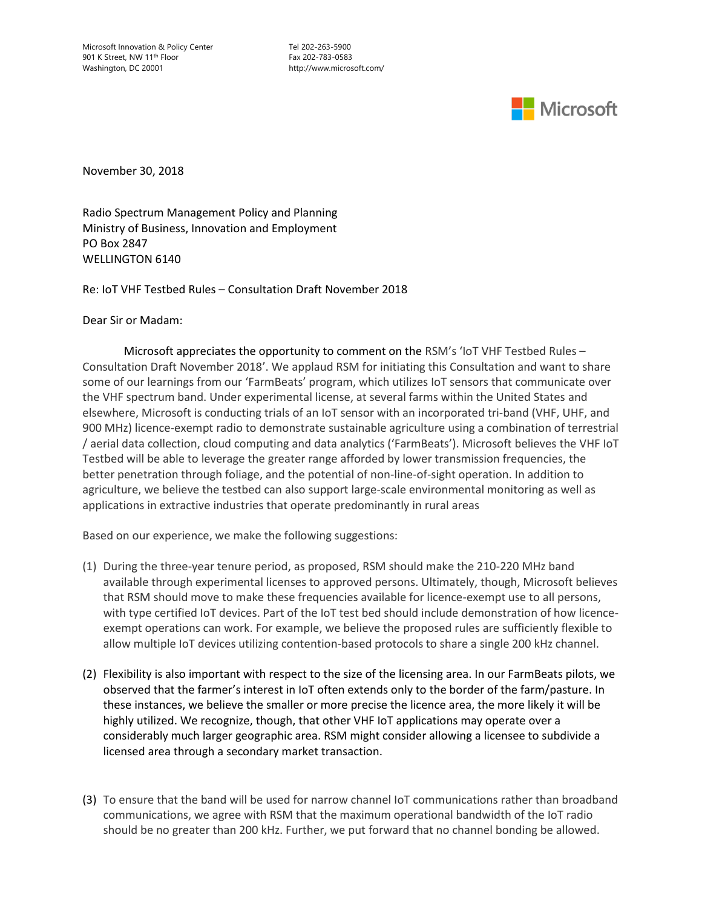Microsoft Innovation & Policy Center
901 K Street, NW 11th Floor
Washington, DC 20001

Tel 202-263-5900
Fax 202-783-0583
http://www.microsoft.com/

Microsoft

November 30, 2018

Radio Spectrum Management Policy and Planning
Ministry of Business, Innovation and Employment
PO Box 2847
WELLINGTON 6140

Re: IoT VHF Testbed Rules – Consultation Draft November 2018

Dear Sir or Madam:

Microsoft appreciates the opportunity to comment on the RSM's 'IoT VHF Testbed Rules – Consultation Draft November 2018'. We applaud RSM for initiating this Consultation and want to share some of our learnings from our 'FarmBeats' program, which utilizes IoT sensors that communicate over the VHF spectrum band. Under experimental license, at several farms within the United States and elsewhere, Microsoft is conducting trials of an IoT sensor with an incorporated tri-band (VHF, UHF, and 900 MHz) licence-exempt radio to demonstrate sustainable agriculture using a combination of terrestrial / aerial data collection, cloud computing and data analytics ('FarmBeats'). Microsoft believes the VHF IoT Testbed will be able to leverage the greater range afforded by lower transmission frequencies, the better penetration through foliage, and the potential of non-line-of-sight operation. In addition to agriculture, we believe the testbed can also support large-scale environmental monitoring as well as applications in extractive industries that operate predominantly in rural areas

Based on our experience, we make the following suggestions:

(1) During the three-year tenure period, as proposed, RSM should make the 210-220 MHz band available through experimental licenses to approved persons. Ultimately, though, Microsoft believes that RSM should move to make these frequencies available for licence-exempt use to all persons, with type certified IoT devices. Part of the IoT test bed should include demonstration of how licence-exempt operations can work. For example, we believe the proposed rules are sufficiently flexible to allow multiple IoT devices utilizing contention-based protocols to share a single 200 kHz channel.

(2) Flexibility is also important with respect to the size of the licensing area. In our FarmBeats pilots, we observed that the farmer's interest in IoT often extends only to the border of the farm/pasture. In these instances, we believe the smaller or more precise the licence area, the more likely it will be highly utilized. We recognize, though, that other VHF IoT applications may operate over a considerably much larger geographic area. RSM might consider allowing a licensee to subdivide a licensed area through a secondary market transaction.

(3) To ensure that the band will be used for narrow channel IoT communications rather than broadband communications, we agree with RSM that the maximum operational bandwidth of the IoT radio should be no greater than 200 kHz. Further, we put forward that no channel bonding be allowed.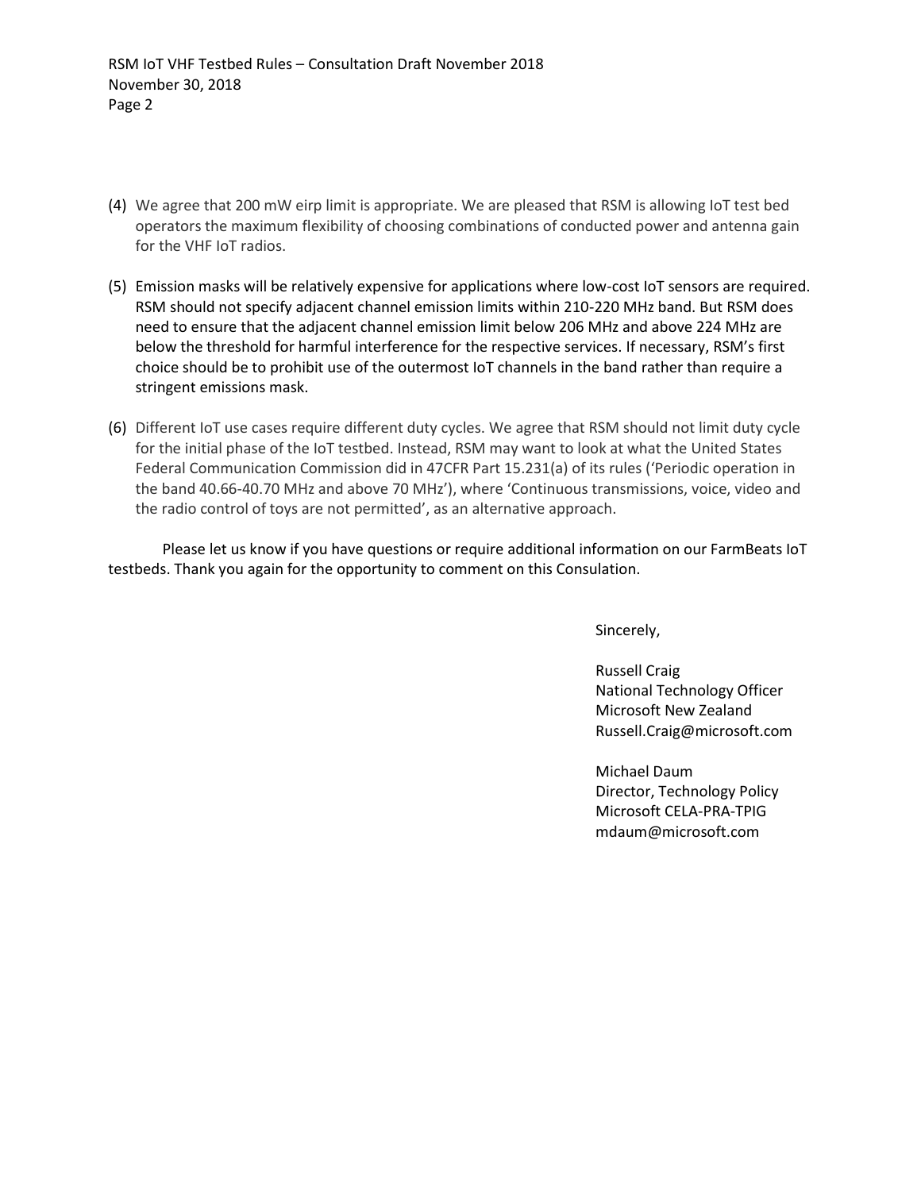(4) We agree that 200 mW eirp limit is appropriate. We are pleased that RSM is allowing IoT test bed operators the maximum flexibility of choosing combinations of conducted power and antenna gain for the VHF IoT radios.

(5) Emission masks will be relatively expensive for applications where low-cost IoT sensors are required. RSM should not specify adjacent channel emission limits within 210-220 MHz band. But RSM does need to ensure that the adjacent channel emission limit below 206 MHz and above 224 MHz are below the threshold for harmful interference for the respective services. If necessary, RSM's first choice should be to prohibit use of the outermost IoT channels in the band rather than require a stringent emissions mask.

(6) Different IoT use cases require different duty cycles. We agree that RSM should not limit duty cycle for the initial phase of the IoT testbed. Instead, RSM may want to look at what the United States Federal Communication Commission did in 47CFR Part 15.231(a) of its rules ('Periodic operation in the band 40.66-40.70 MHz and above 70 MHz'), where 'Continuous transmissions, voice, video and the radio control of toys are not permitted', as an alternative approach.

Please let us know if you have questions or require additional information on our FarmBeats IoT testbeds. Thank you again for the opportunity to comment on this Consulation.

Sincerely,

Russell Craig
National Technology Officer
Microsoft New Zealand
Russell.Craig@microsoft.com

Michael Daum
Director, Technology Policy
Microsoft CELA-PRA-TPIG
mdaum@microsoft.com